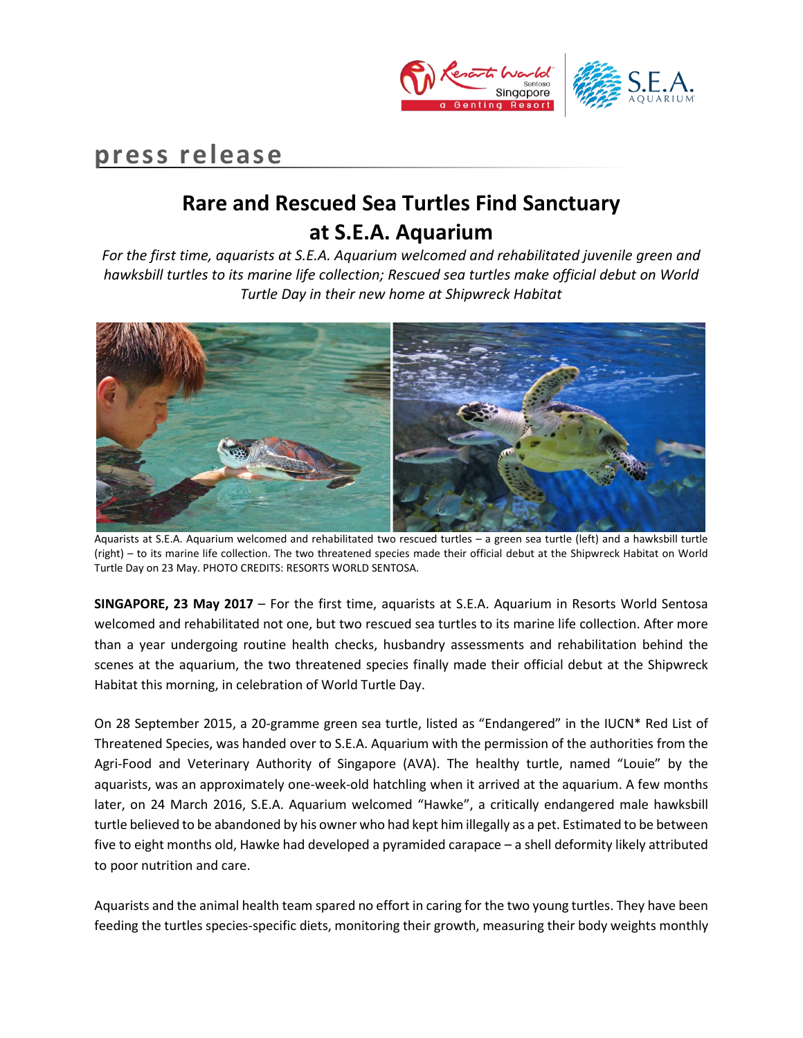**press release**

# Rare and Rescued Sea Turtles Find Sanctuary at S.E.A. Aquarium

*For the first time, aquarists at S.E.A. Aquarium welcomed and rehabilitated juvenile green and hawksbill turtles to its marine life collection; Rescued sea turtles make official debut on World Turtle Day in their new home at Shipwreck Habitat*

Aquarists at S.E.A. Aquarium welcomed and rehabilitated two rescued turtles – a green sea turtle (left) and a hawksbill turtle (right) – to its marine life collection. The two threatened species made their official debut at the Shipwreck Habitat on World Turtle Day on 23 May. PHOTO CREDITS: RESORTS WORLD SENTOSA.

**SINGAPORE, 23 May 2017** – For the first time, aquarists at S.E.A. Aquarium in Resorts World Sentosa welcomed and rehabilitated not one, but two rescued sea turtles to its marine life collection. After more than a year undergoing routine health checks, husbandry assessments and rehabilitation behind the scenes at the aquarium, the two threatened species finally made their official debut at the Shipwreck Habitat this morning, in celebration of World Turtle Day.

On 28 September 2015, a 20-gramme green sea turtle, listed as "Endangered" in the IUCN* Red List of Threatened Species, was handed over to S.E.A. Aquarium with the permission of the authorities from the Agri-Food and Veterinary Authority of Singapore (AVA). The healthy turtle, named "Louie" by the aquarists, was an approximately one-week-old hatchling when it arrived at the aquarium. A few months later, on 24 March 2016, S.E.A. Aquarium welcomed "Hawke", a critically endangered male hawksbill turtle believed to be abandoned by his owner who had kept him illegally as a pet. Estimated to be between five to eight months old, Hawke had developed a pyramided carapace – a shell deformity likely attributed to poor nutrition and care.

Aquarists and the animal health team spared no effort in caring for the two young turtles. They have been feeding the turtles species-specific diets, monitoring their growth, measuring their body weights monthly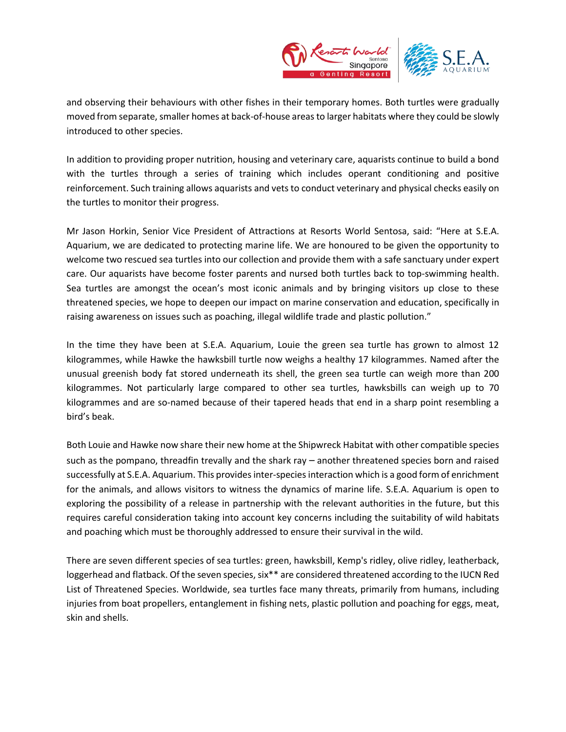and observing their behaviours with other fishes in their temporary homes. Both turtles were gradually moved from separate, smaller homes at back-of-house areas to larger habitats where they could be slowly introduced to other species.

In addition to providing proper nutrition, housing and veterinary care, aquarists continue to build a bond with the turtles through a series of training which includes operant conditioning and positive reinforcement. Such training allows aquarists and vets to conduct veterinary and physical checks easily on the turtles to monitor their progress.

Mr Jason Horkin, Senior Vice President of Attractions at Resorts World Sentosa, said: "Here at S.E.A. Aquarium, we are dedicated to protecting marine life. We are honoured to be given the opportunity to welcome two rescued sea turtles into our collection and provide them with a safe sanctuary under expert care. Our aquarists have become foster parents and nursed both turtles back to top-swimming health. Sea turtles are amongst the ocean's most iconic animals and by bringing visitors up close to these threatened species, we hope to deepen our impact on marine conservation and education, specifically in raising awareness on issues such as poaching, illegal wildlife trade and plastic pollution."

In the time they have been at S.E.A. Aquarium, Louie the green sea turtle has grown to almost 12 kilogrammes, while Hawke the hawksbill turtle now weighs a healthy 17 kilogrammes. Named after the unusual greenish body fat stored underneath its shell, the green sea turtle can weigh more than 200 kilogrammes. Not particularly large compared to other sea turtles, hawksbills can weigh up to 70 kilogrammes and are so-named because of their tapered heads that end in a sharp point resembling a bird's beak.

Both Louie and Hawke now share their new home at the Shipwreck Habitat with other compatible species such as the pompano, threadfin trevally and the shark ray – another threatened species born and raised successfully at S.E.A. Aquarium. This provides inter-species interaction which is a good form of enrichment for the animals, and allows visitors to witness the dynamics of marine life. S.E.A. Aquarium is open to exploring the possibility of a release in partnership with the relevant authorities in the future, but this requires careful consideration taking into account key concerns including the suitability of wild habitats and poaching which must be thoroughly addressed to ensure their survival in the wild.

There are seven different species of sea turtles: green, hawksbill, Kemp's ridley, olive ridley, leatherback, loggerhead and flatback. Of the seven species, six** are considered threatened according to the IUCN Red List of Threatened Species. Worldwide, sea turtles face many threats, primarily from humans, including injuries from boat propellers, entanglement in fishing nets, plastic pollution and poaching for eggs, meat, skin and shells.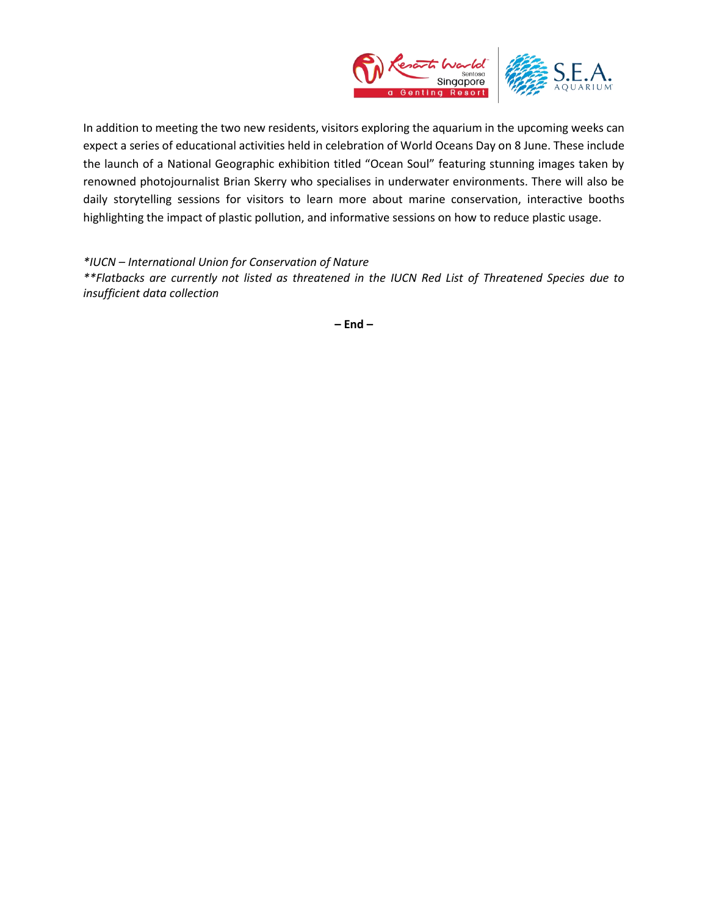In addition to meeting the two new residents, visitors exploring the aquarium in the upcoming weeks can expect a series of educational activities held in celebration of World Oceans Day on 8 June. These include the launch of a National Geographic exhibition titled “Ocean Soul” featuring stunning images taken by renowned photojournalist Brian Skerry who specialises in underwater environments. There will also be daily storytelling sessions for visitors to learn more about marine conservation, interactive booths highlighting the impact of plastic pollution, and informative sessions on how to reduce plastic usage.

*\*IUCN – International Union for Conservation of Nature*
*\*\*Flatbacks are currently not listed as threatened in the IUCN Red List of Threatened Species due to insufficient data collection*

**– End –**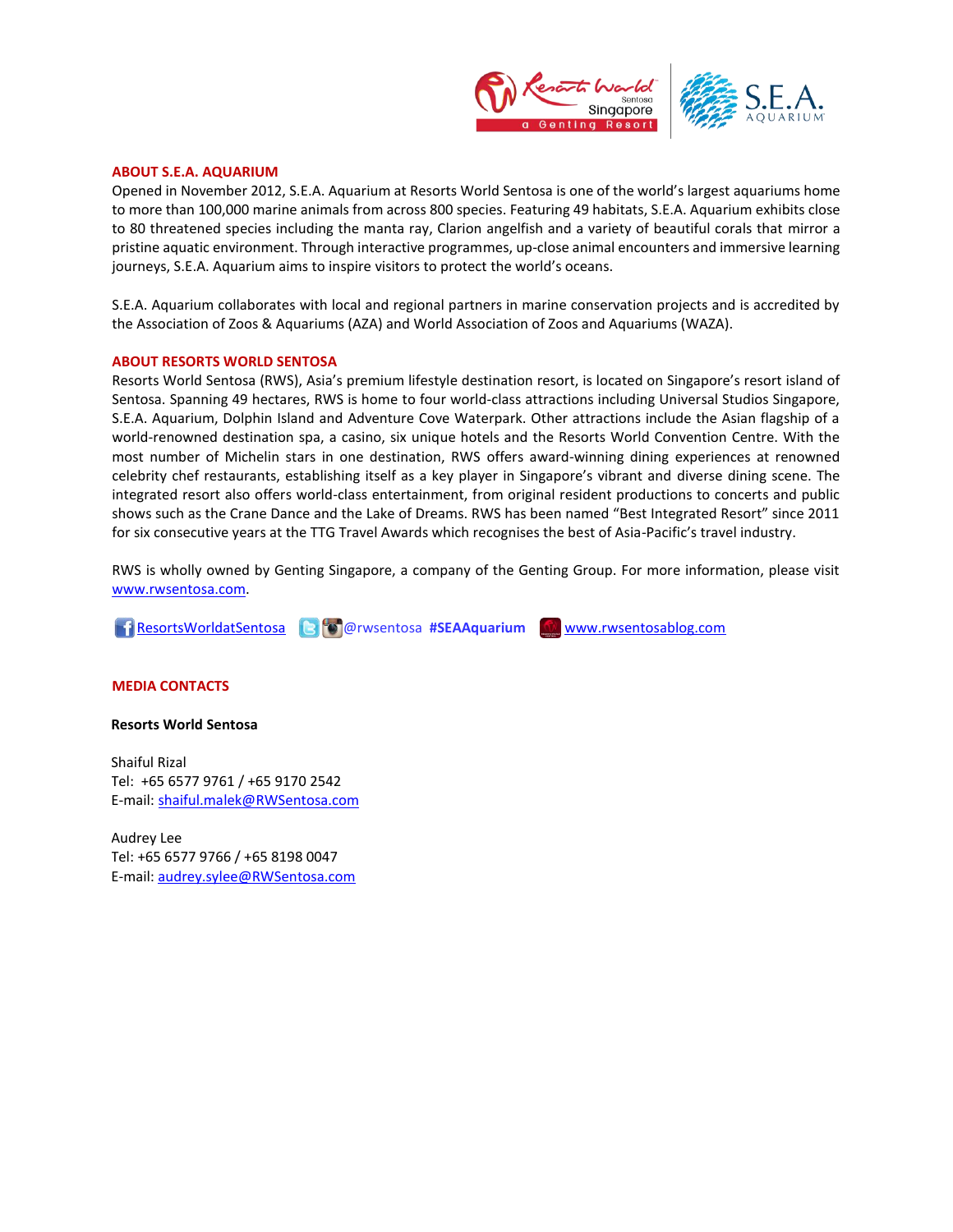## ABOUT S.E.A. AQUARIUM

Opened in November 2012, S.E.A. Aquarium at Resorts World Sentosa is one of the world's largest aquariums home to more than 100,000 marine animals from across 800 species. Featuring 49 habitats, S.E.A. Aquarium exhibits close to 80 threatened species including the manta ray, Clarion angelfish and a variety of beautiful corals that mirror a pristine aquatic environment. Through interactive programmes, up-close animal encounters and immersive learning journeys, S.E.A. Aquarium aims to inspire visitors to protect the world's oceans.

S.E.A. Aquarium collaborates with local and regional partners in marine conservation projects and is accredited by the Association of Zoos & Aquariums (AZA) and World Association of Zoos and Aquariums (WAZA).

## ABOUT RESORTS WORLD SENTOSA

Resorts World Sentosa (RWS), Asia's premium lifestyle destination resort, is located on Singapore's resort island of Sentosa. Spanning 49 hectares, RWS is home to four world-class attractions including Universal Studios Singapore, S.E.A. Aquarium, Dolphin Island and Adventure Cove Waterpark. Other attractions include the Asian flagship of a world-renowned destination spa, a casino, six unique hotels and the Resorts World Convention Centre. With the most number of Michelin stars in one destination, RWS offers award-winning dining experiences at renowned celebrity chef restaurants, establishing itself as a key player in Singapore's vibrant and diverse dining scene. The integrated resort also offers world-class entertainment, from original resident productions to concerts and public shows such as the Crane Dance and the Lake of Dreams. RWS has been named "Best Integrated Resort" since 2011 for six consecutive years at the TTG Travel Awards which recognises the best of Asia-Pacific's travel industry.

RWS is wholly owned by Genting Singapore, a company of the Genting Group. For more information, please visit www.rwsentosa.com.

ResortsWorldatSentosa @rwsentosa **#SEAAquarium** www.rwsentosablog.com

## MEDIA CONTACTS

**Resorts World Sentosa**

Shaiful Rizal
Tel: +65 6577 9761 / +65 9170 2542
E-mail: shaiful.malek@RWSentosa.com

Audrey Lee
Tel: +65 6577 9766 / +65 8198 0047
E-mail: audrey.sylee@RWSentosa.com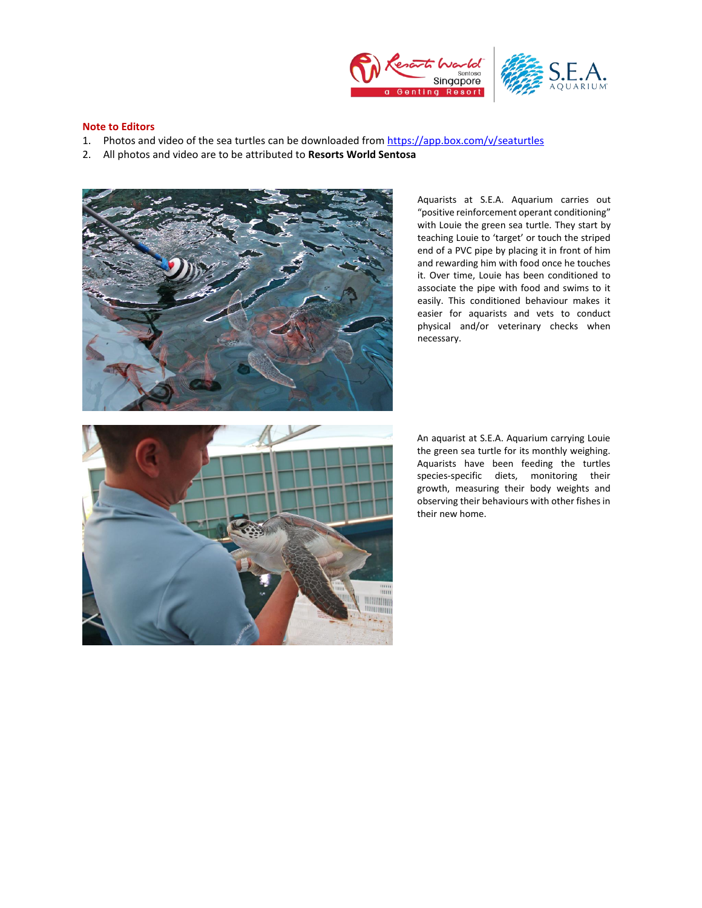**Note to Editors**

1. Photos and video of the sea turtles can be downloaded from [https://app.box.com/v/seaturtles](https://app.box.com/v/seaturtles)
2. All photos and video are to be attributed to **Resorts World Sentosa**

Aquarists at S.E.A. Aquarium carries out "positive reinforcement operant conditioning" with Louie the green sea turtle. They start by teaching Louie to 'target' or touch the striped end of a PVC pipe by placing it in front of him and rewarding him with food once he touches it. Over time, Louie has been conditioned to associate the pipe with food and swims to it easily. This conditioned behaviour makes it easier for aquarists and vets to conduct physical and/or veterinary checks when necessary.

An aquarist at S.E.A. Aquarium carrying Louie the green sea turtle for its monthly weighing. Aquarists have been feeding the turtles species-specific diets, monitoring their growth, measuring their body weights and observing their behaviours with other fishes in their new home.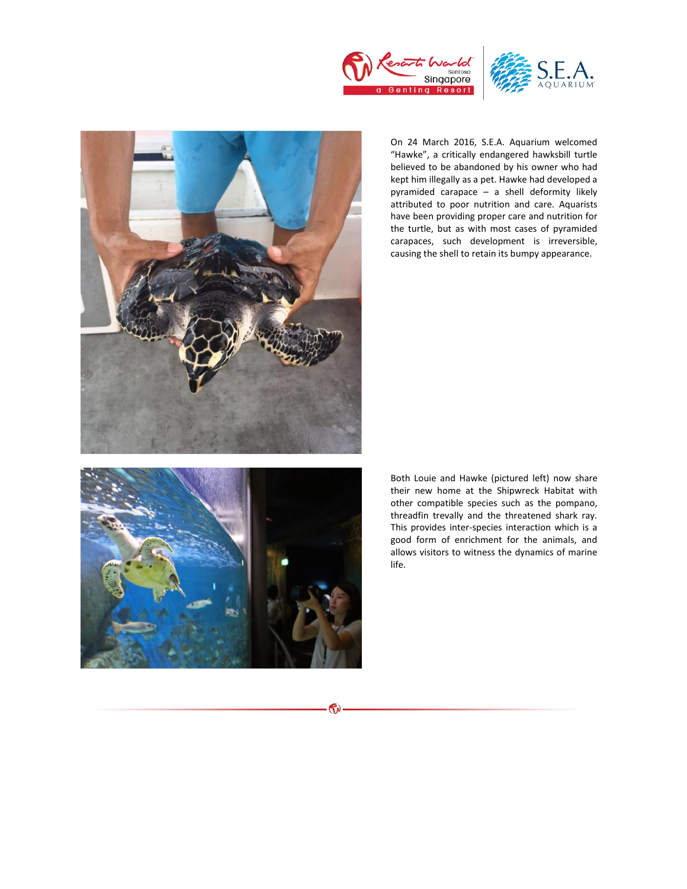On 24 March 2016, S.E.A. Aquarium welcomed "Hawke", a critically endangered hawksbill turtle believed to be abandoned by his owner who had kept him illegally as a pet. Hawke had developed a pyramided carapace – a shell deformity likely attributed to poor nutrition and care. Aquarists have been providing proper care and nutrition for the turtle, but as with most cases of pyramided carapaces, such development is irreversible, causing the shell to retain its bumpy appearance.

Both Louie and Hawke (pictured left) now share their new home at the Shipwreck Habitat with other compatible species such as the pompano, threadfin trevally and the threatened shark ray. This provides inter-species interaction which is a good form of enrichment for the animals, and allows visitors to witness the dynamics of marine life.